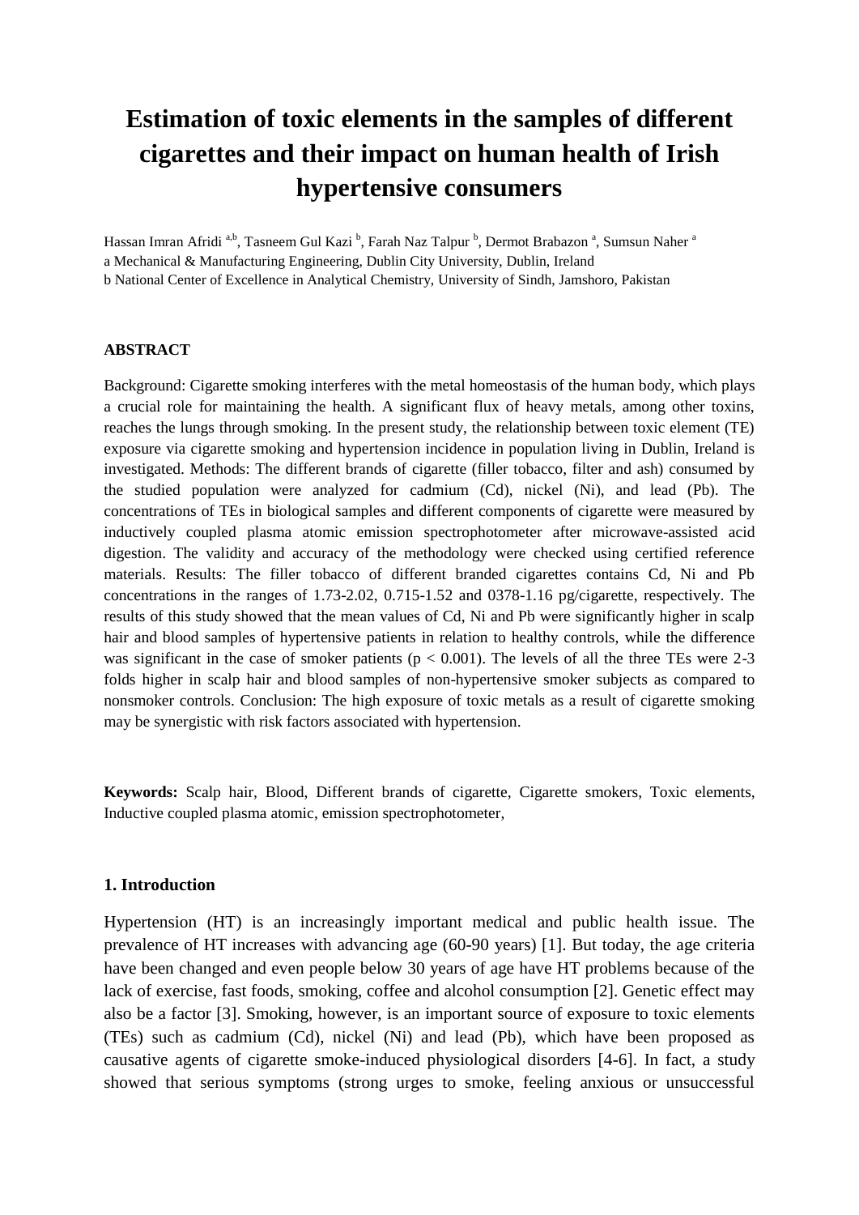# Estimation of toxic elements in the samples of different cigarettes and their impact on human health of Irish hypertensive consumers

Hassan Imran Afridi [a,b], Tasneem Gul Kazi [b], Farah Naz Talpur [b], Dermot Brabazon [a], Sumsun Naher [a]

a Mechanical & Manufacturing Engineering, Dublin City University, Dublin, Ireland

b National Center of Excellence in Analytical Chemistry, University of Sindh, Jamshoro, Pakistan

**ABSTRACT**

Background: Cigarette smoking interferes with the metal homeostasis of the human body, which plays a crucial role for maintaining the health. A significant flux of heavy metals, among other toxins, reaches the lungs through smoking. In the present study, the relationship between toxic element (TE) exposure via cigarette smoking and hypertension incidence in population living in Dublin, Ireland is investigated. Methods: The different brands of cigarette (filler tobacco, filter and ash) consumed by the studied population were analyzed for cadmium (Cd), nickel (Ni), and lead (Pb). The concentrations of TEs in biological samples and different components of cigarette were measured by inductively coupled plasma atomic emission spectrophotometer after microwave-assisted acid digestion. The validity and accuracy of the methodology were checked using certified reference materials. Results: The filler tobacco of different branded cigarettes contains Cd, Ni and Pb concentrations in the ranges of 1.73-2.02, 0.715-1.52 and 0378-1.16 pg/cigarette, respectively. The results of this study showed that the mean values of Cd, Ni and Pb were significantly higher in scalp hair and blood samples of hypertensive patients in relation to healthy controls, while the difference was significant in the case of smoker patients ($p < 0.001$). The levels of all the three TEs were 2-3 folds higher in scalp hair and blood samples of non-hypertensive smoker subjects as compared to nonsmoker controls. Conclusion: The high exposure of toxic metals as a result of cigarette smoking may be synergistic with risk factors associated with hypertension.

**Keywords:** Scalp hair, Blood, Different brands of cigarette, Cigarette smokers, Toxic elements, Inductive coupled plasma atomic, emission spectrophotometer,

## 1. Introduction

Hypertension (HT) is an increasingly important medical and public health issue. The prevalence of HT increases with advancing age (60-90 years) [1]. But today, the age criteria have been changed and even people below 30 years of age have HT problems because of the lack of exercise, fast foods, smoking, coffee and alcohol consumption [2]. Genetic effect may also be a factor [3]. Smoking, however, is an important source of exposure to toxic elements (TEs) such as cadmium (Cd), nickel (Ni) and lead (Pb), which have been proposed as causative agents of cigarette smoke-induced physiological disorders [4-6]. In fact, a study showed that serious symptoms (strong urges to smoke, feeling anxious or unsuccessful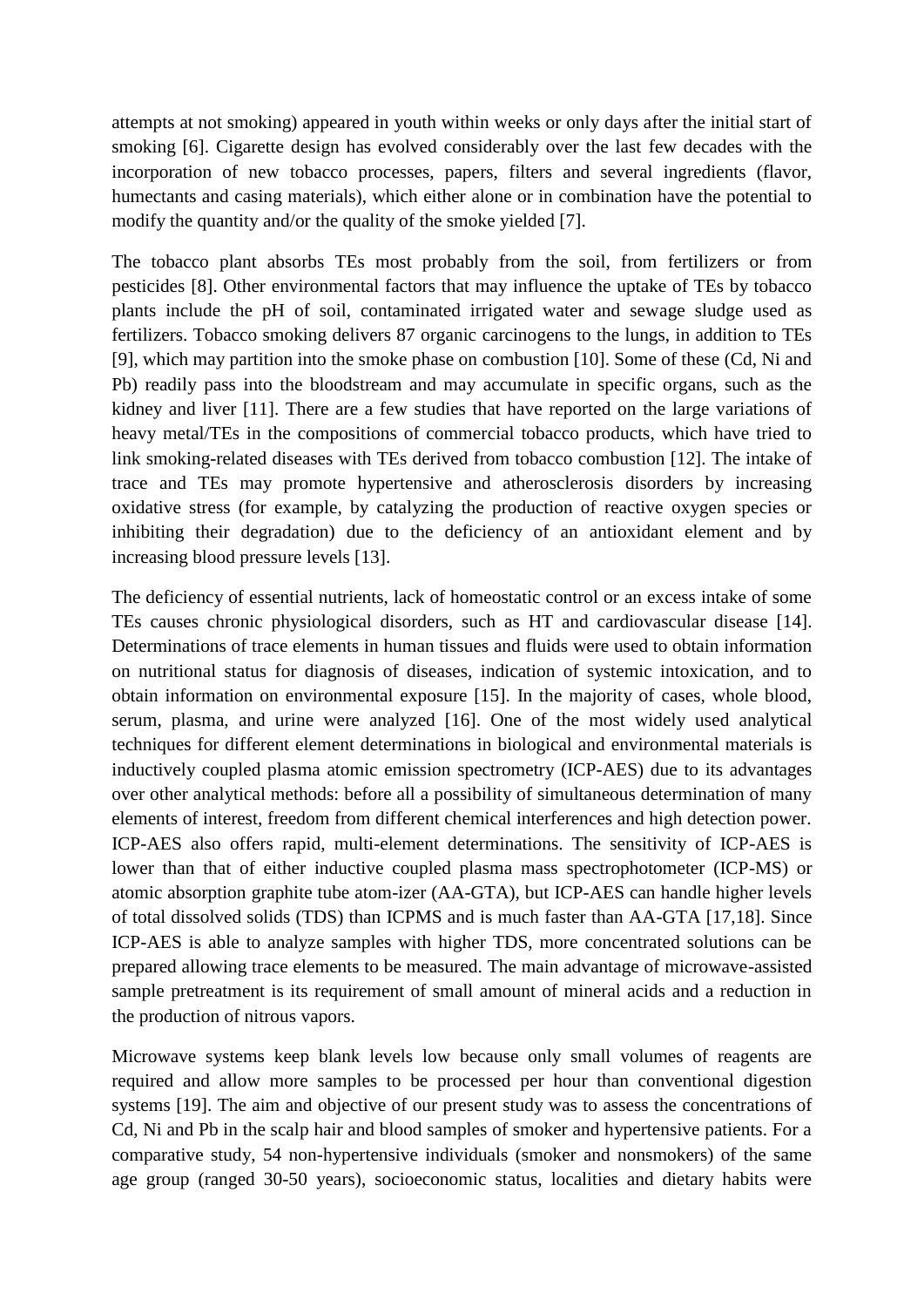attempts at not smoking) appeared in youth within weeks or only days after the initial start of smoking [6]. Cigarette design has evolved considerably over the last few decades with the incorporation of new tobacco processes, papers, filters and several ingredients (flavor, humectants and casing materials), which either alone or in combination have the potential to modify the quantity and/or the quality of the smoke yielded [7].

The tobacco plant absorbs TEs most probably from the soil, from fertilizers or from pesticides [8]. Other environmental factors that may influence the uptake of TEs by tobacco plants include the pH of soil, contaminated irrigated water and sewage sludge used as fertilizers. Tobacco smoking delivers 87 organic carcinogens to the lungs, in addition to TEs [9], which may partition into the smoke phase on combustion [10]. Some of these (Cd, Ni and Pb) readily pass into the bloodstream and may accumulate in specific organs, such as the kidney and liver [11]. There are a few studies that have reported on the large variations of heavy metal/TEs in the compositions of commercial tobacco products, which have tried to link smoking-related diseases with TEs derived from tobacco combustion [12]. The intake of trace and TEs may promote hypertensive and atherosclerosis disorders by increasing oxidative stress (for example, by catalyzing the production of reactive oxygen species or inhibiting their degradation) due to the deficiency of an antioxidant element and by increasing blood pressure levels [13].

The deficiency of essential nutrients, lack of homeostatic control or an excess intake of some TEs causes chronic physiological disorders, such as HT and cardiovascular disease [14]. Determinations of trace elements in human tissues and fluids were used to obtain information on nutritional status for diagnosis of diseases, indication of systemic intoxication, and to obtain information on environmental exposure [15]. In the majority of cases, whole blood, serum, plasma, and urine were analyzed [16]. One of the most widely used analytical techniques for different element determinations in biological and environmental materials is inductively coupled plasma atomic emission spectrometry (ICP-AES) due to its advantages over other analytical methods: before all a possibility of simultaneous determination of many elements of interest, freedom from different chemical interferences and high detection power. ICP-AES also offers rapid, multi-element determinations. The sensitivity of ICP-AES is lower than that of either inductive coupled plasma mass spectrophotometer (ICP-MS) or atomic absorption graphite tube atom-izer (AA-GTA), but ICP-AES can handle higher levels of total dissolved solids (TDS) than ICPMS and is much faster than AA-GTA [17,18]. Since ICP-AES is able to analyze samples with higher TDS, more concentrated solutions can be prepared allowing trace elements to be measured. The main advantage of microwave-assisted sample pretreatment is its requirement of small amount of mineral acids and a reduction in the production of nitrous vapors.

Microwave systems keep blank levels low because only small volumes of reagents are required and allow more samples to be processed per hour than conventional digestion systems [19]. The aim and objective of our present study was to assess the concentrations of Cd, Ni and Pb in the scalp hair and blood samples of smoker and hypertensive patients. For a comparative study, 54 non-hypertensive individuals (smoker and nonsmokers) of the same age group (ranged 30-50 years), socioeconomic status, localities and dietary habits were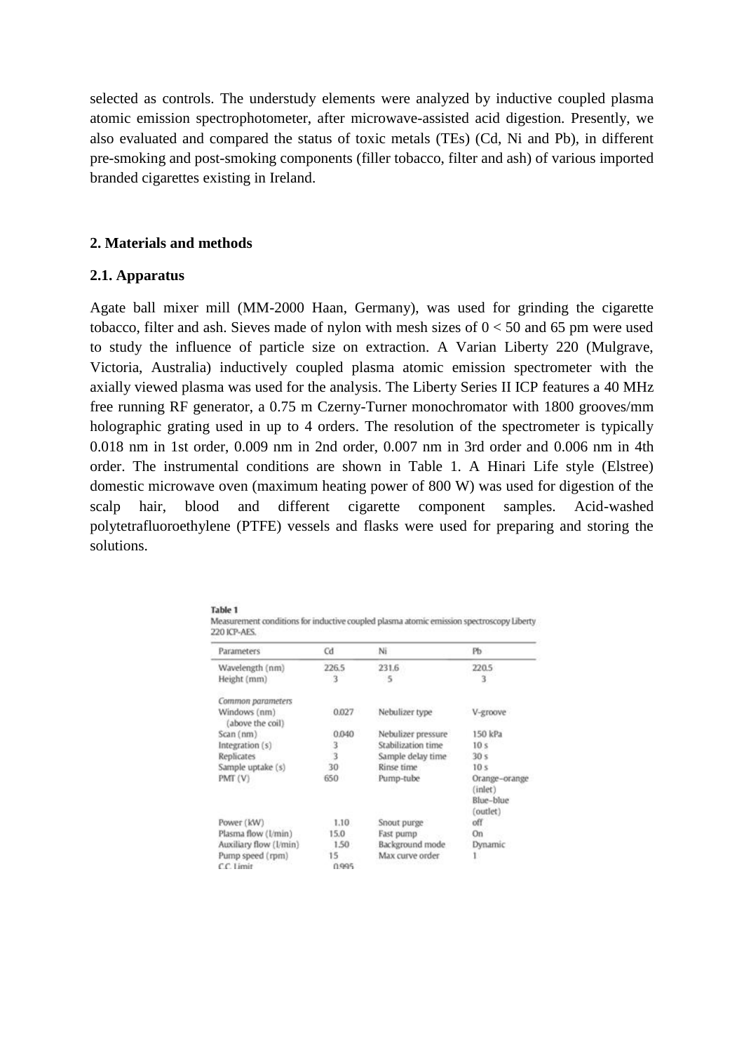selected as controls. The understudy elements were analyzed by inductive coupled plasma atomic emission spectrophotometer, after microwave-assisted acid digestion. Presently, we also evaluated and compared the status of toxic metals (TEs) (Cd, Ni and Pb), in different pre-smoking and post-smoking components (filler tobacco, filter and ash) of various imported branded cigarettes existing in Ireland.

## 2. Materials and methods

### 2.1. Apparatus

Agate ball mixer mill (MM-2000 Haan, Germany), was used for grinding the cigarette tobacco, filter and ash. Sieves made of nylon with mesh sizes of 0 < 50 and 65 pm were used to study the influence of particle size on extraction. A Varian Liberty 220 (Mulgrave, Victoria, Australia) inductively coupled plasma atomic emission spectrometer with the axially viewed plasma was used for the analysis. The Liberty Series II ICP features a 40 MHz free running RF generator, a 0.75 m Czerny-Turner monochromator with 1800 grooves/mm holographic grating used in up to 4 orders. The resolution of the spectrometer is typically 0.018 nm in 1st order, 0.009 nm in 2nd order, 0.007 nm in 3rd order and 0.006 nm in 4th order. The instrumental conditions are shown in Table 1. A Hinari Life style (Elstree) domestic microwave oven (maximum heating power of 800 W) was used for digestion of the scalp hair, blood and different cigarette component samples. Acid-washed polytetrafluoroethylene (PTFE) vessels and flasks were used for preparing and storing the solutions.

**Table 1**
Measurement conditions for inductive coupled plasma atomic emission spectroscopy Liberty 220 ICP-AES.

| Parameters | Cd | Ni | Pb |
|---|---|---|---|
| Wavelength (nm) | 226.5 | 231.6 | 220.5 |
| Height (mm) | 3 | 5 | 3 |
| *Common parameters* | | | |
| Windows (nm) (above the coil) | 0.027 | Nebulizer type | V-groove |
| Scan (nm) | 0.040 | Nebulizer pressure | 150 kPa |
| Integration (s) | 3 | Stabilization time | 10 s |
| Replicates | 3 | Sample delay time | 30 s |
| Sample uptake (s) | 30 | Rinse time | 10 s |
| PMT (V) | 650 | Pump-tube | Orange–orange (inlet) Blue–blue (outlet) |
| Power (kW) | 1.10 | Snout purge | off |
| Plasma flow (l/min) | 15.0 | Fast pump | On |
| Auxiliary flow (l/min) | 1.50 | Background mode | Dynamic |
| Pump speed (rpm) | 15 | Max curve order | 1 |
| C.C. Limit | 0.995 | | |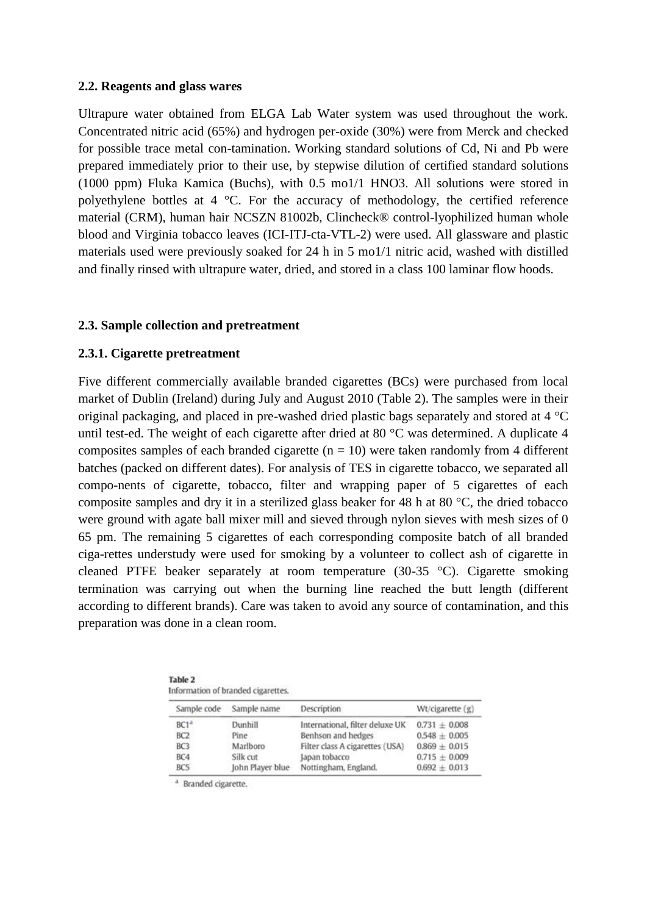### 2.2. Reagents and glass wares

Ultrapure water obtained from ELGA Lab Water system was used throughout the work. Concentrated nitric acid (65%) and hydrogen per-oxide (30%) were from Merck and checked for possible trace metal con-tamination. Working standard solutions of Cd, Ni and Pb were prepared immediately prior to their use, by stepwise dilution of certified standard solutions (1000 ppm) Fluka Kamica (Buchs), with 0.5 mo1/1 HNO3. All solutions were stored in polyethylene bottles at 4 °C. For the accuracy of methodology, the certified reference material (CRM), human hair NCSZN 81002b, Clincheck® control-lyophilized human whole blood and Virginia tobacco leaves (ICI-ITJ-cta-VTL-2) were used. All glassware and plastic materials used were previously soaked for 24 h in 5 mo1/1 nitric acid, washed with distilled and finally rinsed with ultrapure water, dried, and stored in a class 100 laminar flow hoods.

### 2.3. Sample collection and pretreatment

#### 2.3.1. Cigarette pretreatment

Five different commercially available branded cigarettes (BCs) were purchased from local market of Dublin (Ireland) during July and August 2010 (Table 2). The samples were in their original packaging, and placed in pre-washed dried plastic bags separately and stored at 4 °C until test-ed. The weight of each cigarette after dried at 80 °C was determined. A duplicate 4 composites samples of each branded cigarette (n = 10) were taken randomly from 4 different batches (packed on different dates). For analysis of TES in cigarette tobacco, we separated all compo-nents of cigarette, tobacco, filter and wrapping paper of 5 cigarettes of each composite samples and dry it in a sterilized glass beaker for 48 h at 80 °C, the dried tobacco were ground with agate ball mixer mill and sieved through nylon sieves with mesh sizes of 0 65 pm. The remaining 5 cigarettes of each corresponding composite batch of all branded ciga-rettes understudy were used for smoking by a volunteer to collect ash of cigarette in cleaned PTFE beaker separately at room temperature (30-35 °C). Cigarette smoking termination was carrying out when the burning line reached the butt length (different according to different brands). Care was taken to avoid any source of contamination, and this preparation was done in a clean room.

**Table 2**
Information of branded cigarettes.

| Sample code | Sample name | Description | Wt/cigarette (g) |
|---|---|---|---|
| BC1[a] | Dunhill | International, filter deluxe UK | 0.731 ± 0.008 |
| BC2 | Pine | Benhson and hedges | 0.548 ± 0.005 |
| BC3 | Marlboro | Filter class A cigarettes (USA) | 0.869 ± 0.015 |
| BC4 | Silk cut | Japan tobacco | 0.715 ± 0.009 |
| BC5 | John Player blue | Nottingham, England. | 0.692 ± 0.013 |

[a] Branded cigarette.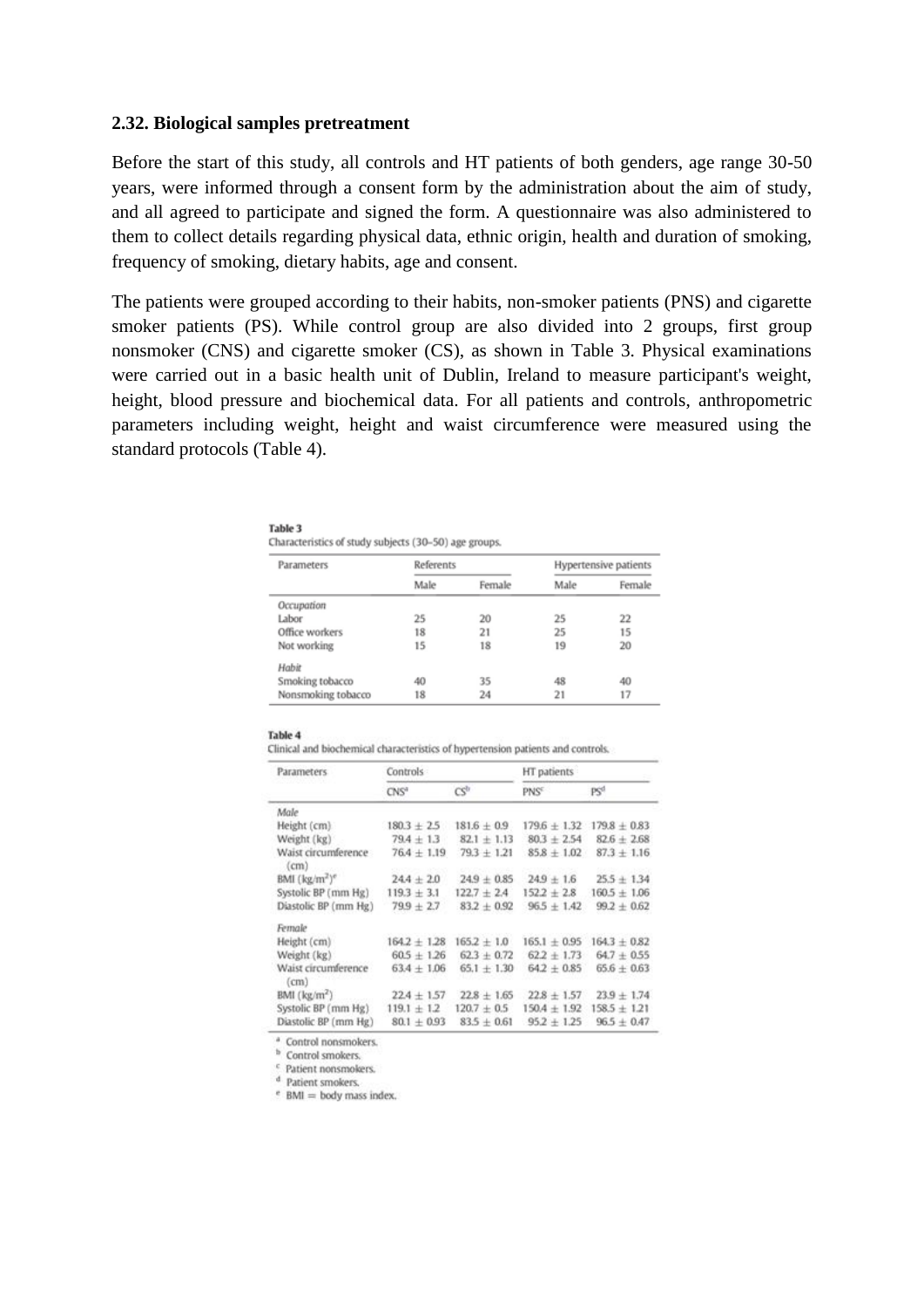### 2.32. Biological samples pretreatment

Before the start of this study, all controls and HT patients of both genders, age range 30-50 years, were informed through a consent form by the administration about the aim of study, and all agreed to participate and signed the form. A questionnaire was also administered to them to collect details regarding physical data, ethnic origin, health and duration of smoking, frequency of smoking, dietary habits, age and consent.

The patients were grouped according to their habits, non-smoker patients (PNS) and cigarette smoker patients (PS). While control group are also divided into 2 groups, first group nonsmoker (CNS) and cigarette smoker (CS), as shown in Table 3. Physical examinations were carried out in a basic health unit of Dublin, Ireland to measure participant's weight, height, blood pressure and biochemical data. For all patients and controls, anthropometric parameters including weight, height and waist circumference were measured using the standard protocols (Table 4).

**Table 3**
Characteristics of study subjects (30–50) age groups.

| Parameters | Referents | | Hypertensive patients | |
|---|---|---|---|---|
| | Male | Female | Male | Female |
| *Occupation* | | | | |
| Labor | 25 | 20 | 25 | 22 |
| Office workers | 18 | 21 | 25 | 15 |
| Not working | 15 | 18 | 19 | 20 |
| *Habit* | | | | |
| Smoking tobacco | 40 | 35 | 48 | 40 |
| Nonsmoking tobacco | 18 | 24 | 21 | 17 |

**Table 4**
Clinical and biochemical characteristics of hypertension patients and controls.

| Parameters | Controls | | HT patients | |
|---|---|---|---|---|
| | CNS[a] | CS[b] | PNS[c] | PS[d] |
| *Male* | | | | |
| Height (cm) | 180.3 ± 2.5 | 181.6 ± 0.9 | 179.6 ± 1.32 | 179.8 ± 0.83 |
| Weight (kg) | 79.4 ± 1.3 | 82.1 ± 1.13 | 80.3 ± 2.54 | 82.6 ± 2.68 |
| Waist circumference (cm) | 76.4 ± 1.19 | 79.3 ± 1.21 | 85.8 ± 1.02 | 87.3 ± 1.16 |
| BMI ($kg/m^2$)[e] | 24.4 ± 2.0 | 24.9 ± 0.85 | 24.9 ± 1.6 | 25.5 ± 1.34 |
| Systolic BP (mm Hg) | 119.3 ± 3.1 | 122.7 ± 2.4 | 152.2 ± 2.8 | 160.5 ± 1.06 |
| Diastolic BP (mm Hg) | 79.9 ± 2.7 | 83.2 ± 0.92 | 96.5 ± 1.42 | 99.2 ± 0.62 |
| *Female* | | | | |
| Height (cm) | 164.2 ± 1.28 | 165.2 ± 1.0 | 165.1 ± 0.95 | 164.3 ± 0.82 |
| Weight (kg) | 60.5 ± 1.26 | 62.3 ± 0.72 | 62.2 ± 1.73 | 64.7 ± 0.55 |
| Waist circumference (cm) | 63.4 ± 1.06 | 65.1 ± 1.30 | 64.2 ± 0.85 | 65.6 ± 0.63 |
| BMI ($kg/m^2$) | 22.4 ± 1.57 | 22.8 ± 1.65 | 22.8 ± 1.57 | 23.9 ± 1.74 |
| Systolic BP (mm Hg) | 119.1 ± 1.2 | 120.7 ± 0.5 | 150.4 ± 1.92 | 158.5 ± 1.21 |
| Diastolic BP (mm Hg) | 80.1 ± 0.93 | 83.5 ± 0.61 | 95.2 ± 1.25 | 96.5 ± 0.47 |

[a] Control nonsmokers.
[b] Control smokers.
[c] Patient nonsmokers.
[d] Patient smokers.
[e] BMI = body mass index.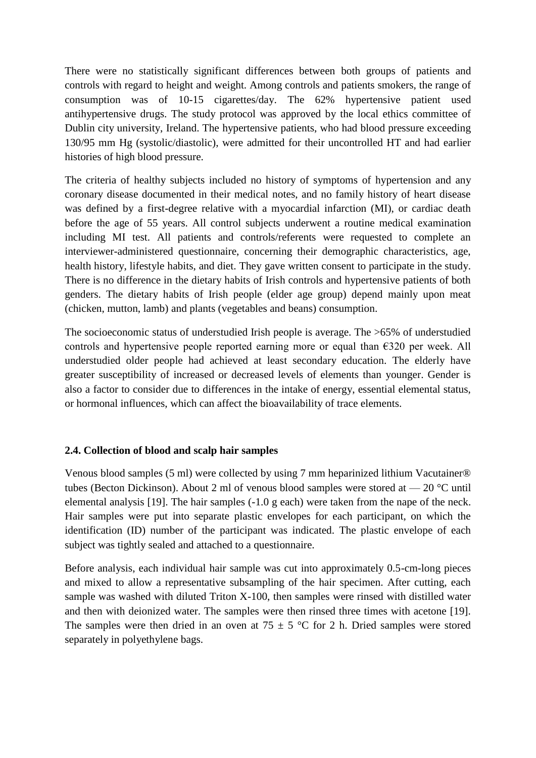There were no statistically significant differences between both groups of patients and controls with regard to height and weight. Among controls and patients smokers, the range of consumption was of 10-15 cigarettes/day. The 62% hypertensive patient used antihypertensive drugs. The study protocol was approved by the local ethics committee of Dublin city university, Ireland. The hypertensive patients, who had blood pressure exceeding 130/95 mm Hg (systolic/diastolic), were admitted for their uncontrolled HT and had earlier histories of high blood pressure.

The criteria of healthy subjects included no history of symptoms of hypertension and any coronary disease documented in their medical notes, and no family history of heart disease was defined by a first-degree relative with a myocardial infarction (MI), or cardiac death before the age of 55 years. All control subjects underwent a routine medical examination including MI test. All patients and controls/referents were requested to complete an interviewer-administered questionnaire, concerning their demographic characteristics, age, health history, lifestyle habits, and diet. They gave written consent to participate in the study. There is no difference in the dietary habits of Irish controls and hypertensive patients of both genders. The dietary habits of Irish people (elder age group) depend mainly upon meat (chicken, mutton, lamb) and plants (vegetables and beans) consumption.

The socioeconomic status of understudied Irish people is average. The >65% of understudied controls and hypertensive people reported earning more or equal than €320 per week. All understudied older people had achieved at least secondary education. The elderly have greater susceptibility of increased or decreased levels of elements than younger. Gender is also a factor to consider due to differences in the intake of energy, essential elemental status, or hormonal influences, which can affect the bioavailability of trace elements.

### 2.4. Collection of blood and scalp hair samples

Venous blood samples (5 ml) were collected by using 7 mm heparinized lithium Vacutainer® tubes (Becton Dickinson). About 2 ml of venous blood samples were stored at — 20 °C until elemental analysis [19]. The hair samples (-1.0 g each) were taken from the nape of the neck. Hair samples were put into separate plastic envelopes for each participant, on which the identification (ID) number of the participant was indicated. The plastic envelope of each subject was tightly sealed and attached to a questionnaire.

Before analysis, each individual hair sample was cut into approximately 0.5-cm-long pieces and mixed to allow a representative subsampling of the hair specimen. After cutting, each sample was washed with diluted Triton X-100, then samples were rinsed with distilled water and then with deionized water. The samples were then rinsed three times with acetone [19]. The samples were then dried in an oven at 75 ± 5 °C for 2 h. Dried samples were stored separately in polyethylene bags.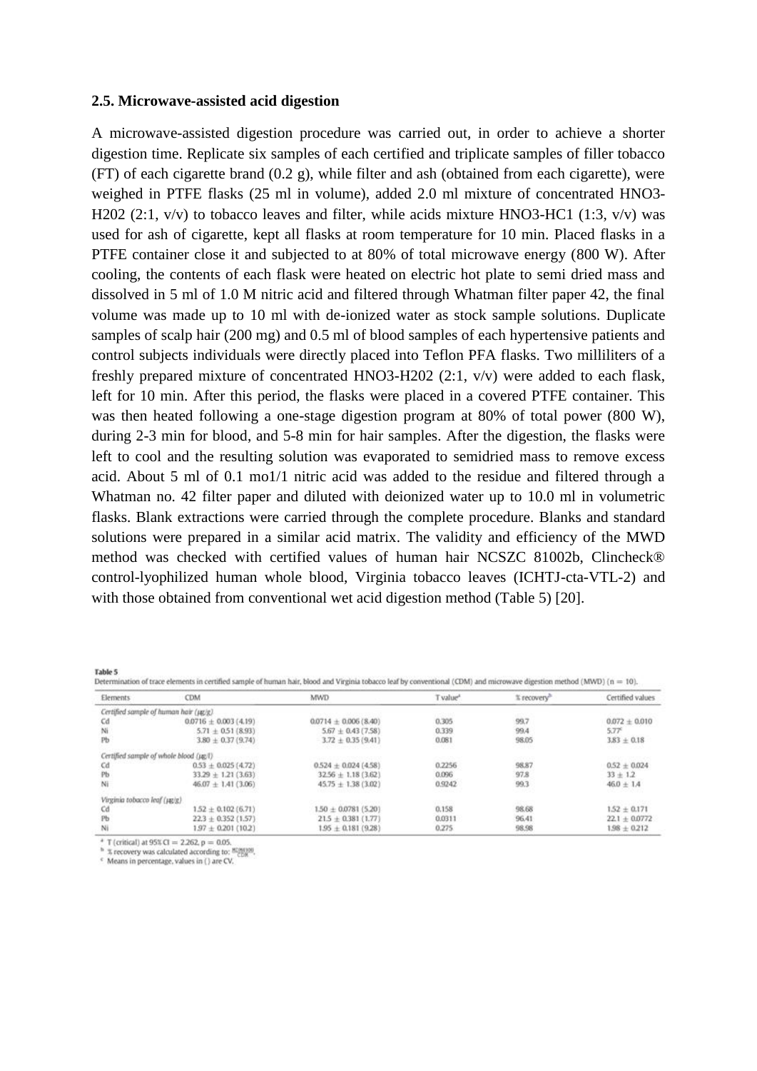### 2.5. Microwave-assisted acid digestion

A microwave-assisted digestion procedure was carried out, in order to achieve a shorter digestion time. Replicate six samples of each certified and triplicate samples of filler tobacco (FT) of each cigarette brand (0.2 g), while filter and ash (obtained from each cigarette), were weighed in PTFE flasks (25 ml in volume), added 2.0 ml mixture of concentrated HNO3-H202 (2:1, v/v) to tobacco leaves and filter, while acids mixture HNO3-HC1 (1:3, v/v) was used for ash of cigarette, kept all flasks at room temperature for 10 min. Placed flasks in a PTFE container close it and subjected to at 80% of total microwave energy (800 W). After cooling, the contents of each flask were heated on electric hot plate to semi dried mass and dissolved in 5 ml of 1.0 M nitric acid and filtered through Whatman filter paper 42, the final volume was made up to 10 ml with de-ionized water as stock sample solutions. Duplicate samples of scalp hair (200 mg) and 0.5 ml of blood samples of each hypertensive patients and control subjects individuals were directly placed into Teflon PFA flasks. Two milliliters of a freshly prepared mixture of concentrated HNO3-H202 (2:1, v/v) were added to each flask, left for 10 min. After this period, the flasks were placed in a covered PTFE container. This was then heated following a one-stage digestion program at 80% of total power (800 W), during 2-3 min for blood, and 5-8 min for hair samples. After the digestion, the flasks were left to cool and the resulting solution was evaporated to semidried mass to remove excess acid. About 5 ml of 0.1 mo1/1 nitric acid was added to the residue and filtered through a Whatman no. 42 filter paper and diluted with deionized water up to 10.0 ml in volumetric flasks. Blank extractions were carried through the complete procedure. Blanks and standard solutions were prepared in a similar acid matrix. The validity and efficiency of the MWD method was checked with certified values of human hair NCSZC 81002b, Clincheck® control-lyophilized human whole blood, Virginia tobacco leaves (ICHTJ-cta-VTL-2) and with those obtained from conventional wet acid digestion method (Table 5) [20].

**Table 5**
Determination of trace elements in certified sample of human hair, blood and Virginia tobacco leaf by conventional (CDM) and microwave digestion method (MWD) (n = 10).

| Elements | CDM | MWD | T value[a] | % recovery[b] | Certified values |
|---|---|---|---|---|---|
| *Certified sample of human hair (μg/g)* | | | | | |
| Cd | 0.0716 ± 0.003 (4.19) | 0.0714 ± 0.006 (8.40) | 0.305 | 99.7 | 0.072 ± 0.010 |
| Ni | 5.71 ± 0.51 (8.93) | 5.67 ± 0.43 (7.58) | 0.339 | 99.4 | 5.77[c] |
| Pb | 3.80 ± 0.37 (9.74) | 3.72 ± 0.35 (9.41) | 0.081 | 98.05 | 3.83 ± 0.18 |
| *Certified sample of whole blood (μg/l)* | | | | | |
| Cd | 0.53 ± 0.025 (4.72) | 0.524 ± 0.024 (4.58) | 0.2256 | 98.87 | 0.52 ± 0.024 |
| Pb | 33.29 ± 1.21 (3.63) | 32.56 ± 1.18 (3.62) | 0.096 | 97.8 | 33 ± 1.2 |
| Ni | 46.07 ± 1.41 (3.06) | 45.75 ± 1.38 (3.02) | 0.9242 | 99.3 | 46.0 ± 1.4 |
| *Virginia tobacco leaf (μg/g)* | | | | | |
| Cd | 1.52 ± 0.102 (6.71) | 1.50 ± 0.0781 (5.20) | 0.158 | 98.68 | 1.52 ± 0.171 |
| Pb | 22.3 ± 0.352 (1.57) | 21.5 ± 0.381 (1.77) | 0.0311 | 96.41 | 22.1 ± 0.0772 |
| Ni | 1.97 ± 0.201 (10.2) | 1.95 ± 0.181 (9.28) | 0.275 | 98.98 | 1.98 ± 0.212 |

[a] T (critical) at 95% CI = 2.262, p = 0.05.
[b] % recovery was calculated according to: $\frac{MDM \times 100}{CDM}$.
[c] Means in percentage, values in ( ) are CV.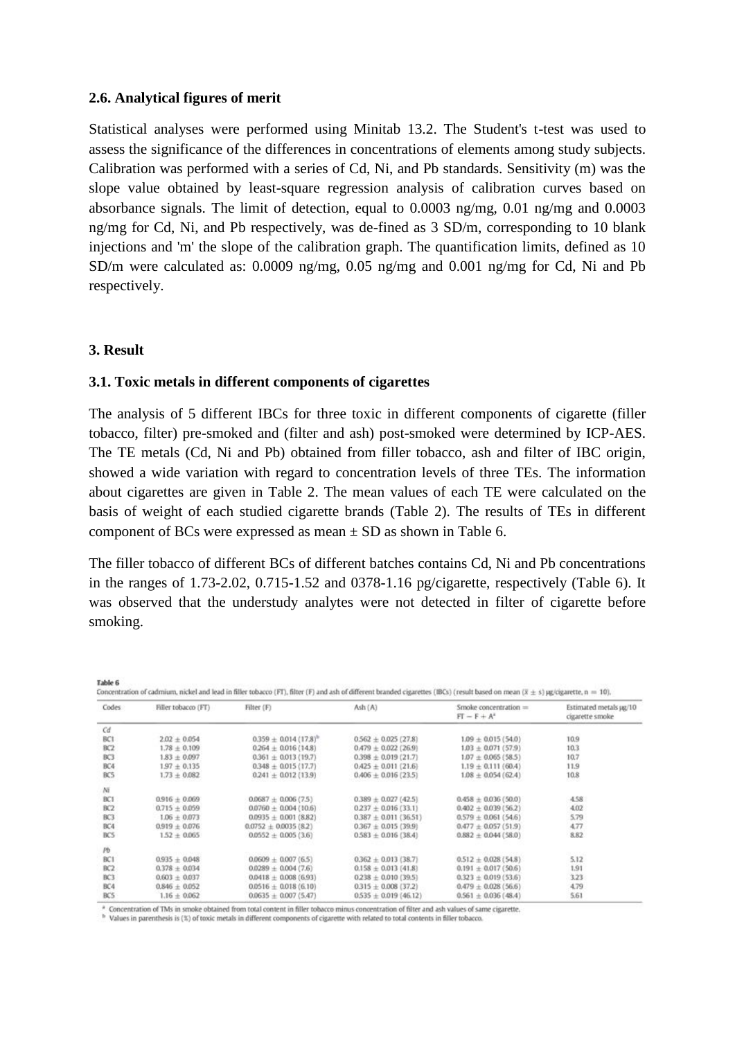### 2.6. Analytical figures of merit

Statistical analyses were performed using Minitab 13.2. The Student's t-test was used to assess the significance of the differences in concentrations of elements among study subjects. Calibration was performed with a series of Cd, Ni, and Pb standards. Sensitivity (m) was the slope value obtained by least-square regression analysis of calibration curves based on absorbance signals. The limit of detection, equal to 0.0003 ng/mg, 0.01 ng/mg and 0.0003 ng/mg for Cd, Ni, and Pb respectively, was de-fined as 3 SD/m, corresponding to 10 blank injections and 'm' the slope of the calibration graph. The quantification limits, defined as 10 SD/m were calculated as: 0.0009 ng/mg, 0.05 ng/mg and 0.001 ng/mg for Cd, Ni and Pb respectively.

## 3. Result

### 3.1. Toxic metals in different components of cigarettes

The analysis of 5 different IBCs for three toxic in different components of cigarette (filler tobacco, filter) pre-smoked and (filter and ash) post-smoked were determined by ICP-AES. The TE metals (Cd, Ni and Pb) obtained from filler tobacco, ash and filter of IBC origin, showed a wide variation with regard to concentration levels of three TEs. The information about cigarettes are given in Table 2. The mean values of each TE were calculated on the basis of weight of each studied cigarette brands (Table 2). The results of TEs in different component of BCs were expressed as mean ± SD as shown in Table 6.

The filler tobacco of different BCs of different batches contains Cd, Ni and Pb concentrations in the ranges of 1.73-2.02, 0.715-1.52 and 0378-1.16 pg/cigarette, respectively (Table 6). It was observed that the understudy analytes were not detected in filter of cigarette before smoking.

**Table 6**
Concentration of cadmium, nickel and lead in filler tobacco (FT), filter (F) and ash of different branded cigarettes (IBCs) (result based on mean ($\bar{x} \pm s$) μg/cigarette, n = 10).

| Codes | Filler tobacco (FT) | Filter (F) | Ash (A) | Smoke concentration = FT − F + A[a] | Estimated metals μg/10 cigarette smoke |
|---|---|---|---|---|---|
| *Cd* | | | | | |
| BC1 | 2.02 ± 0.054 | 0.359 ± 0.014 (17.8)[b] | 0.562 ± 0.025 (27.8) | 1.09 ± 0.015 (54.0) | 10.9 |
| BC2 | 1.78 ± 0.109 | 0.264 ± 0.016 (14.8) | 0.479 ± 0.022 (26.9) | 1.03 ± 0.071 (57.9) | 10.3 |
| BC3 | 1.83 ± 0.097 | 0.361 ± 0.013 (19.7) | 0.398 ± 0.019 (21.7) | 1.07 ± 0.065 (58.5) | 10.7 |
| BC4 | 1.97 ± 0.135 | 0.348 ± 0.015 (17.7) | 0.425 ± 0.011 (21.6) | 1.19 ± 0.111 (60.4) | 11.9 |
| BC5 | 1.73 ± 0.082 | 0.241 ± 0.012 (13.9) | 0.406 ± 0.016 (23.5) | 1.08 ± 0.054 (62.4) | 10.8 |
| *Ni* | | | | | |
| BC1 | 0.916 ± 0.069 | 0.0687 ± 0.006 (7.5) | 0.389 ± 0.027 (42.5) | 0.458 ± 0.036 (50.0) | 4.58 |
| BC2 | 0.715 ± 0.059 | 0.0760 ± 0.004 (10.6) | 0.237 ± 0.016 (33.1) | 0.402 ± 0.039 (56.2) | 4.02 |
| BC3 | 1.06 ± 0.073 | 0.0935 ± 0.001 (8.82) | 0.387 ± 0.011 (36.51) | 0.579 ± 0.061 (54.6) | 5.79 |
| BC4 | 0.919 ± 0.076 | 0.0752 ± 0.0035 (8.2) | 0.367 ± 0.015 (39.9) | 0.477 ± 0.057 (51.9) | 4.77 |
| BC5 | 1.52 ± 0.065 | 0.0552 ± 0.005 (3.6) | 0.583 ± 0.016 (38.4) | 0.882 ± 0.044 (58.0) | 8.82 |
| *Pb* | | | | | |
| BC1 | 0.935 ± 0.048 | 0.0609 ± 0.007 (6.5) | 0.362 ± 0.013 (38.7) | 0.512 ± 0.028 (54.8) | 5.12 |
| BC2 | 0.378 ± 0.034 | 0.0289 ± 0.004 (7.6) | 0.158 ± 0.013 (41.8) | 0.191 ± 0.017 (50.6) | 1.91 |
| BC3 | 0.603 ± 0.037 | 0.0418 ± 0.008 (6.93) | 0.238 ± 0.010 (39.5) | 0.323 ± 0.019 (53.6) | 3.23 |
| BC4 | 0.846 ± 0.052 | 0.0516 ± 0.018 (6.10) | 0.315 ± 0.008 (37.2) | 0.479 ± 0.028 (56.6) | 4.79 |
| BC5 | 1.16 ± 0.062 | 0.0635 ± 0.007 (5.47) | 0.535 ± 0.019 (46.12) | 0.561 ± 0.036 (48.4) | 5.61 |

[a] Concentration of TMs in smoke obtained from total content in filler tobacco minus concentration of filter and ash values of same cigarette.

[b] Values in parenthesis is (%) of toxic metals in different components of cigarette with related to total contents in filler tobacco.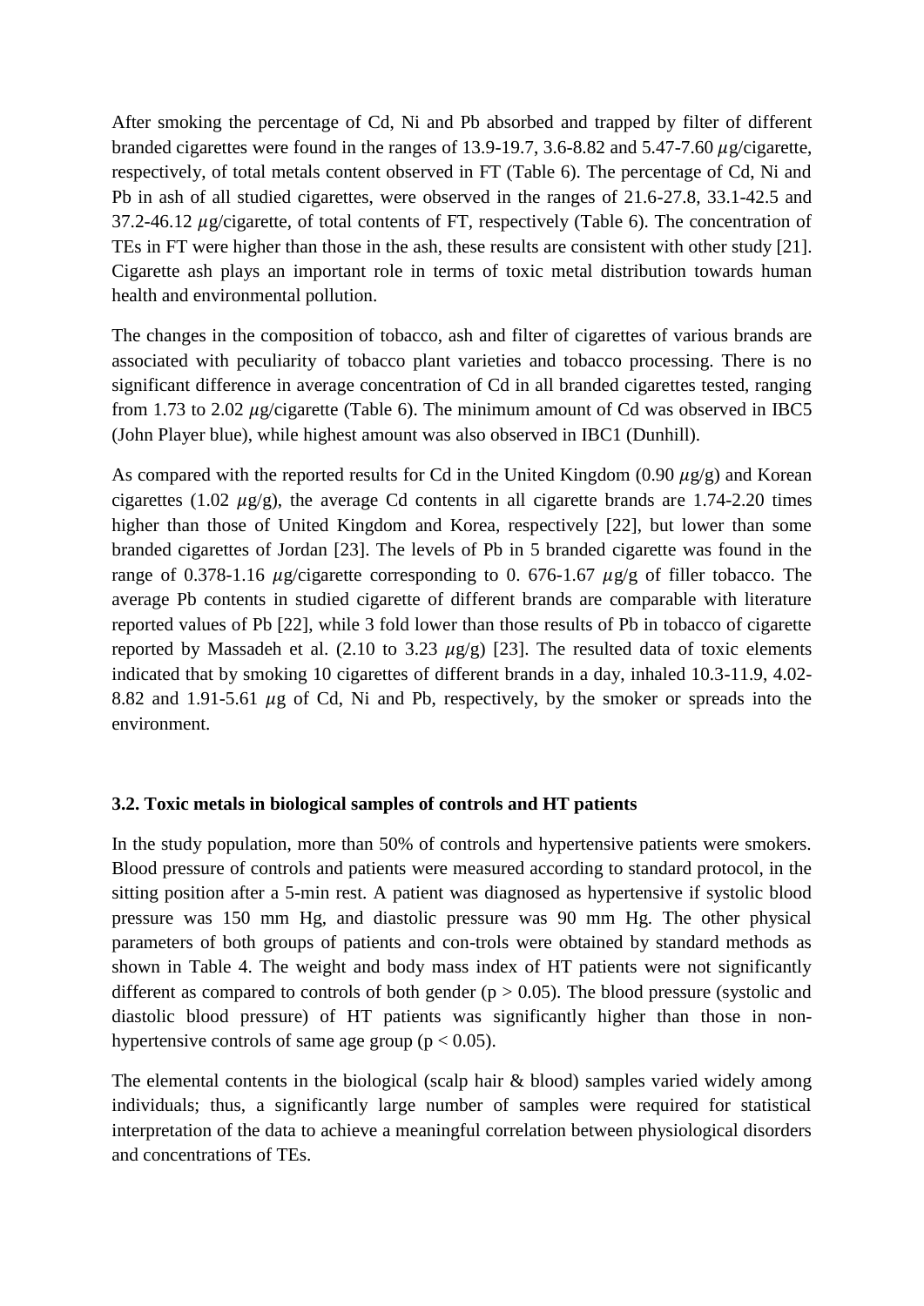After smoking the percentage of Cd, Ni and Pb absorbed and trapped by filter of different branded cigarettes were found in the ranges of 13.9-19.7, 3.6-8.82 and 5.47-7.60 $\mu$g/cigarette, respectively, of total metals content observed in FT (Table 6). The percentage of Cd, Ni and Pb in ash of all studied cigarettes, were observed in the ranges of 21.6-27.8, 33.1-42.5 and 37.2-46.12 $\mu$g/cigarette, of total contents of FT, respectively (Table 6). The concentration of TEs in FT were higher than those in the ash, these results are consistent with other study [21]. Cigarette ash plays an important role in terms of toxic metal distribution towards human health and environmental pollution.

The changes in the composition of tobacco, ash and filter of cigarettes of various brands are associated with peculiarity of tobacco plant varieties and tobacco processing. There is no significant difference in average concentration of Cd in all branded cigarettes tested, ranging from 1.73 to 2.02 $\mu$g/cigarette (Table 6). The minimum amount of Cd was observed in IBC5 (John Player blue), while highest amount was also observed in IBC1 (Dunhill).

As compared with the reported results for Cd in the United Kingdom (0.90 $\mu$g/g) and Korean cigarettes (1.02 $\mu$g/g), the average Cd contents in all cigarette brands are 1.74-2.20 times higher than those of United Kingdom and Korea, respectively [22], but lower than some branded cigarettes of Jordan [23]. The levels of Pb in 5 branded cigarette was found in the range of 0.378-1.16 $\mu$g/cigarette corresponding to 0. 676-1.67 $\mu$g/g of filler tobacco. The average Pb contents in studied cigarette of different brands are comparable with literature reported values of Pb [22], while 3 fold lower than those results of Pb in tobacco of cigarette reported by Massadeh et al. (2.10 to 3.23 $\mu$g/g) [23]. The resulted data of toxic elements indicated that by smoking 10 cigarettes of different brands in a day, inhaled 10.3-11.9, 4.02-8.82 and 1.91-5.61 $\mu$g of Cd, Ni and Pb, respectively, by the smoker or spreads into the environment.

### 3.2. Toxic metals in biological samples of controls and HT patients

In the study population, more than 50% of controls and hypertensive patients were smokers. Blood pressure of controls and patients were measured according to standard protocol, in the sitting position after a 5-min rest. A patient was diagnosed as hypertensive if systolic blood pressure was 150 mm Hg, and diastolic pressure was 90 mm Hg. The other physical parameters of both groups of patients and con-trols were obtained by standard methods as shown in Table 4. The weight and body mass index of HT patients were not significantly different as compared to controls of both gender ($p > 0.05$). The blood pressure (systolic and diastolic blood pressure) of HT patients was significantly higher than those in non-hypertensive controls of same age group ($p < 0.05$).

The elemental contents in the biological (scalp hair & blood) samples varied widely among individuals; thus, a significantly large number of samples were required for statistical interpretation of the data to achieve a meaningful correlation between physiological disorders and concentrations of TEs.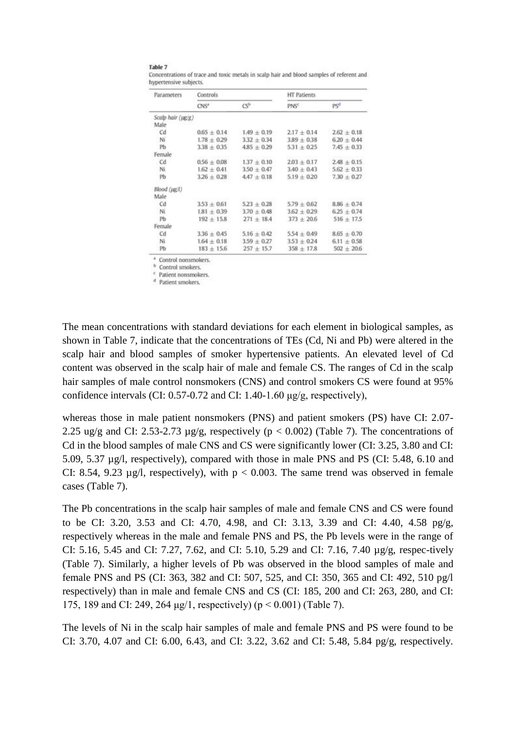**Table 7**
Concentrations of trace and toxic metals in scalp hair and blood samples of referent and hypertensive subjects.

| Parameters | Controls | | HT Patients | |
|---|---|---|---|---|
| | CNS[a] | CS[b] | PNS[c] | PS[d] |
| *Scalp hair (μg/g)* | | | | |
| Male | | | | |
| Cd | 0.65 ± 0.14 | 1.49 ± 0.19 | 2.17 ± 0.14 | 2.62 ± 0.18 |
| Ni | 1.78 ± 0.29 | 3.32 ± 0.34 | 3.89 ± 0.38 | 6.20 ± 0.44 |
| Pb | 3.38 ± 0.35 | 4.85 ± 0.29 | 5.31 ± 0.25 | 7.45 ± 0.33 |
| Female | | | | |
| Cd | 0.56 ± 0.08 | 1.37 ± 0.10 | 2.03 ± 0.17 | 2.48 ± 0.15 |
| Ni | 1.62 ± 0.41 | 3.50 ± 0.47 | 3.40 ± 0.43 | 5.62 ± 0.33 |
| Pb | 3.26 ± 0.28 | 4.47 ± 0.18 | 5.19 ± 0.20 | 7.30 ± 0.27 |
| *Blood (μg/l)* | | | | |
| Male | | | | |
| Cd | 3.53 ± 0.61 | 5.23 ± 0.28 | 5.79 ± 0.62 | 8.86 ± 0.74 |
| Ni | 1.81 ± 0.39 | 3.70 ± 0.48 | 3.62 ± 0.29 | 6.25 ± 0.74 |
| Pb | 192 ± 15.8 | 271 ± 18.4 | 373 ± 20.6 | 516 ± 17.5 |
| Female | | | | |
| Cd | 3.36 ± 0.45 | 5.16 ± 0.42 | 5.54 ± 0.49 | 8.65 ± 0.70 |
| Ni | 1.64 ± 0.18 | 3.59 ± 0.27 | 3.53 ± 0.24 | 6.11 ± 0.58 |
| Pb | 183 ± 15.6 | 257 ± 15.7 | 358 ± 17.8 | 502 ± 20.6 |

[a] Control nonsmokers.
[b] Control smokers.
[c] Patient nonsmokers.
[d] Patient smokers.

The mean concentrations with standard deviations for each element in biological samples, as shown in Table 7, indicate that the concentrations of TEs (Cd, Ni and Pb) were altered in the scalp hair and blood samples of smoker hypertensive patients. An elevated level of Cd content was observed in the scalp hair of male and female CS. The ranges of Cd in the scalp hair samples of male control nonsmokers (CNS) and control smokers CS were found at 95% confidence intervals (CI: 0.57-0.72 and CI: 1.40-1.60 μg/g, respectively),

whereas those in male patient nonsmokers (PNS) and patient smokers (PS) have CI: 2.07-2.25 ug/g and CI: 2.53-2.73 μg/g, respectively ($p < 0.002$) (Table 7). The concentrations of Cd in the blood samples of male CNS and CS were significantly lower (CI: 3.25, 3.80 and CI: 5.09, 5.37 μg/l, respectively), compared with those in male PNS and PS (CI: 5.48, 6.10 and CI: 8.54, 9.23 μg/l, respectively), with $p < 0.003$. The same trend was observed in female cases (Table 7).

The Pb concentrations in the scalp hair samples of male and female CNS and CS were found to be CI: 3.20, 3.53 and CI: 4.70, 4.98, and CI: 3.13, 3.39 and CI: 4.40, 4.58 pg/g, respectively whereas in the male and female PNS and PS, the Pb levels were in the range of CI: 5.16, 5.45 and CI: 7.27, 7.62, and CI: 5.10, 5.29 and CI: 7.16, 7.40 μg/g, respec-tively (Table 7). Similarly, a higher levels of Pb was observed in the blood samples of male and female PNS and PS (CI: 363, 382 and CI: 507, 525, and CI: 350, 365 and CI: 492, 510 pg/l respectively) than in male and female CNS and CS (CI: 185, 200 and CI: 263, 280, and CI: 175, 189 and CI: 249, 264 μg/1, respectively) ($p < 0.001$) (Table 7).

The levels of Ni in the scalp hair samples of male and female PNS and PS were found to be CI: 3.70, 4.07 and CI: 6.00, 6.43, and CI: 3.22, 3.62 and CI: 5.48, 5.84 pg/g, respectively.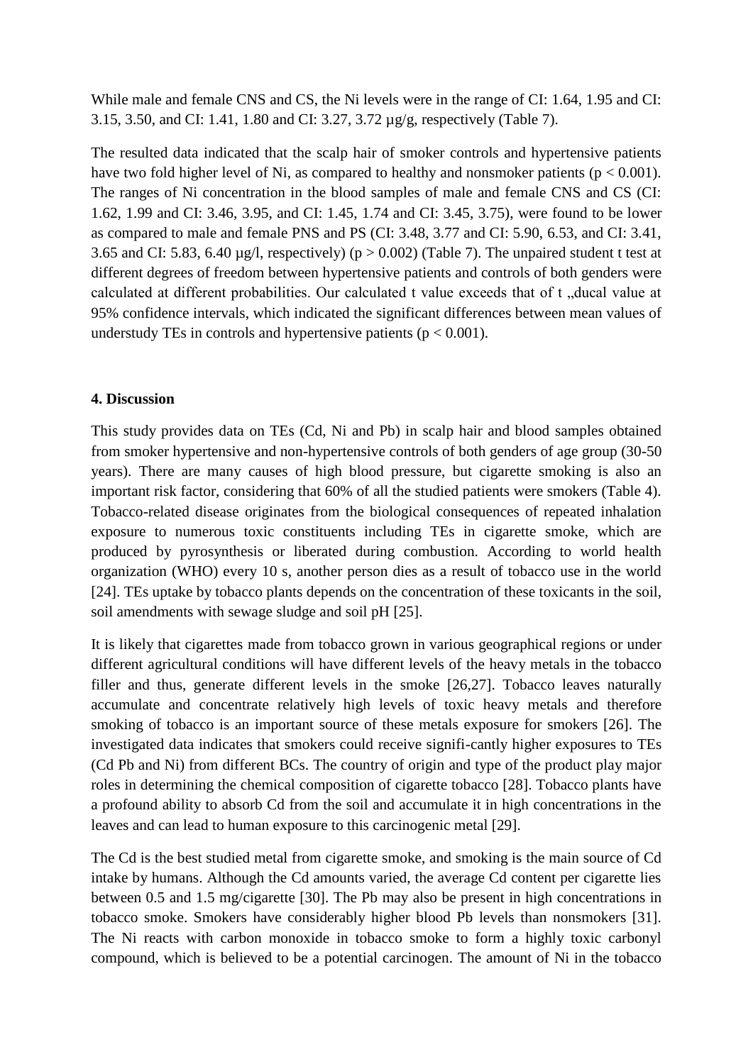While male and female CNS and CS, the Ni levels were in the range of CI: 1.64, 1.95 and CI: 3.15, 3.50, and CI: 1.41, 1.80 and CI: 3.27, 3.72 µg/g, respectively (Table 7).

The resulted data indicated that the scalp hair of smoker controls and hypertensive patients have two fold higher level of Ni, as compared to healthy and nonsmoker patients ($p < 0.001$). The ranges of Ni concentration in the blood samples of male and female CNS and CS (CI: 1.62, 1.99 and CI: 3.46, 3.95, and CI: 1.45, 1.74 and CI: 3.45, 3.75), were found to be lower as compared to male and female PNS and PS (CI: 3.48, 3.77 and CI: 5.90, 6.53, and CI: 3.41, 3.65 and CI: 5.83, 6.40 µg/l, respectively) ($p > 0.002$) (Table 7). The unpaired student t test at different degrees of freedom between hypertensive patients and controls of both genders were calculated at different probabilities. Our calculated t value exceeds that of t „ducal value at 95% confidence intervals, which indicated the significant differences between mean values of understudy TEs in controls and hypertensive patients ($p < 0.001$).

## 4. Discussion

This study provides data on TEs (Cd, Ni and Pb) in scalp hair and blood samples obtained from smoker hypertensive and non-hypertensive controls of both genders of age group (30-50 years). There are many causes of high blood pressure, but cigarette smoking is also an important risk factor, considering that 60% of all the studied patients were smokers (Table 4). Tobacco-related disease originates from the biological consequences of repeated inhalation exposure to numerous toxic constituents including TEs in cigarette smoke, which are produced by pyrosynthesis or liberated during combustion. According to world health organization (WHO) every 10 s, another person dies as a result of tobacco use in the world [24]. TEs uptake by tobacco plants depends on the concentration of these toxicants in the soil, soil amendments with sewage sludge and soil pH [25].

It is likely that cigarettes made from tobacco grown in various geographical regions or under different agricultural conditions will have different levels of the heavy metals in the tobacco filler and thus, generate different levels in the smoke [26,27]. Tobacco leaves naturally accumulate and concentrate relatively high levels of toxic heavy metals and therefore smoking of tobacco is an important source of these metals exposure for smokers [26]. The investigated data indicates that smokers could receive signifi-cantly higher exposures to TEs (Cd Pb and Ni) from different BCs. The country of origin and type of the product play major roles in determining the chemical composition of cigarette tobacco [28]. Tobacco plants have a profound ability to absorb Cd from the soil and accumulate it in high concentrations in the leaves and can lead to human exposure to this carcinogenic metal [29].

The Cd is the best studied metal from cigarette smoke, and smoking is the main source of Cd intake by humans. Although the Cd amounts varied, the average Cd content per cigarette lies between 0.5 and 1.5 mg/cigarette [30]. The Pb may also be present in high concentrations in tobacco smoke. Smokers have considerably higher blood Pb levels than nonsmokers [31]. The Ni reacts with carbon monoxide in tobacco smoke to form a highly toxic carbonyl compound, which is believed to be a potential carcinogen. The amount of Ni in the tobacco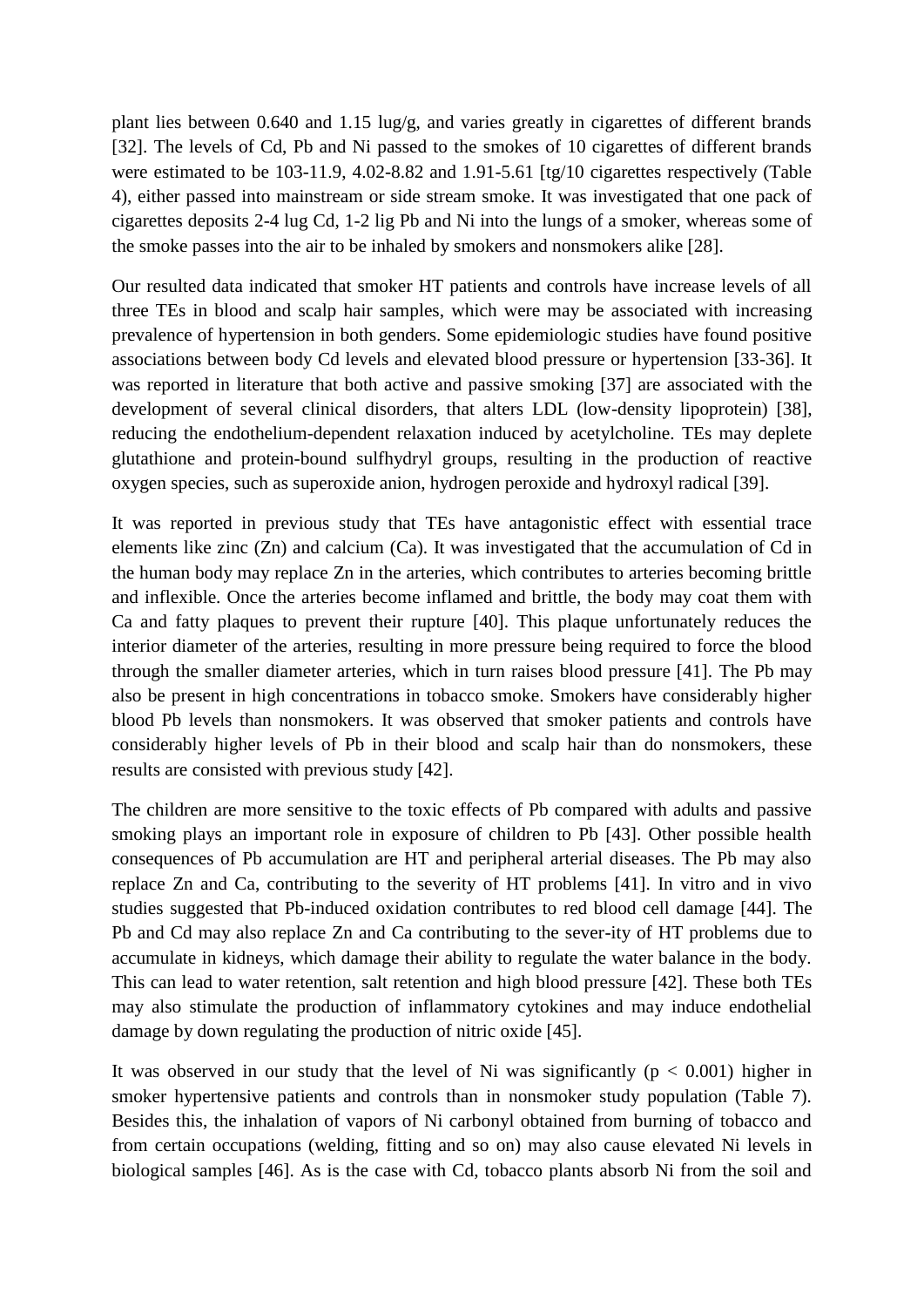plant lies between 0.640 and 1.15 lug/g, and varies greatly in cigarettes of different brands [32]. The levels of Cd, Pb and Ni passed to the smokes of 10 cigarettes of different brands were estimated to be 103-11.9, 4.02-8.82 and 1.91-5.61 [tg/10 cigarettes respectively (Table 4), either passed into mainstream or side stream smoke. It was investigated that one pack of cigarettes deposits 2-4 lug Cd, 1-2 lig Pb and Ni into the lungs of a smoker, whereas some of the smoke passes into the air to be inhaled by smokers and nonsmokers alike [28].

Our resulted data indicated that smoker HT patients and controls have increase levels of all three TEs in blood and scalp hair samples, which were may be associated with increasing prevalence of hypertension in both genders. Some epidemiologic studies have found positive associations between body Cd levels and elevated blood pressure or hypertension [33-36]. It was reported in literature that both active and passive smoking [37] are associated with the development of several clinical disorders, that alters LDL (low-density lipoprotein) [38], reducing the endothelium-dependent relaxation induced by acetylcholine. TEs may deplete glutathione and protein-bound sulfhydryl groups, resulting in the production of reactive oxygen species, such as superoxide anion, hydrogen peroxide and hydroxyl radical [39].

It was reported in previous study that TEs have antagonistic effect with essential trace elements like zinc (Zn) and calcium (Ca). It was investigated that the accumulation of Cd in the human body may replace Zn in the arteries, which contributes to arteries becoming brittle and inflexible. Once the arteries become inflamed and brittle, the body may coat them with Ca and fatty plaques to prevent their rupture [40]. This plaque unfortunately reduces the interior diameter of the arteries, resulting in more pressure being required to force the blood through the smaller diameter arteries, which in turn raises blood pressure [41]. The Pb may also be present in high concentrations in tobacco smoke. Smokers have considerably higher blood Pb levels than nonsmokers. It was observed that smoker patients and controls have considerably higher levels of Pb in their blood and scalp hair than do nonsmokers, these results are consisted with previous study [42].

The children are more sensitive to the toxic effects of Pb compared with adults and passive smoking plays an important role in exposure of children to Pb [43]. Other possible health consequences of Pb accumulation are HT and peripheral arterial diseases. The Pb may also replace Zn and Ca, contributing to the severity of HT problems [41]. In vitro and in vivo studies suggested that Pb-induced oxidation contributes to red blood cell damage [44]. The Pb and Cd may also replace Zn and Ca contributing to the sever-ity of HT problems due to accumulate in kidneys, which damage their ability to regulate the water balance in the body. This can lead to water retention, salt retention and high blood pressure [42]. These both TEs may also stimulate the production of inflammatory cytokines and may induce endothelial damage by down regulating the production of nitric oxide [45].

It was observed in our study that the level of Ni was significantly ($p < 0.001$) higher in smoker hypertensive patients and controls than in nonsmoker study population (Table 7). Besides this, the inhalation of vapors of Ni carbonyl obtained from burning of tobacco and from certain occupations (welding, fitting and so on) may also cause elevated Ni levels in biological samples [46]. As is the case with Cd, tobacco plants absorb Ni from the soil and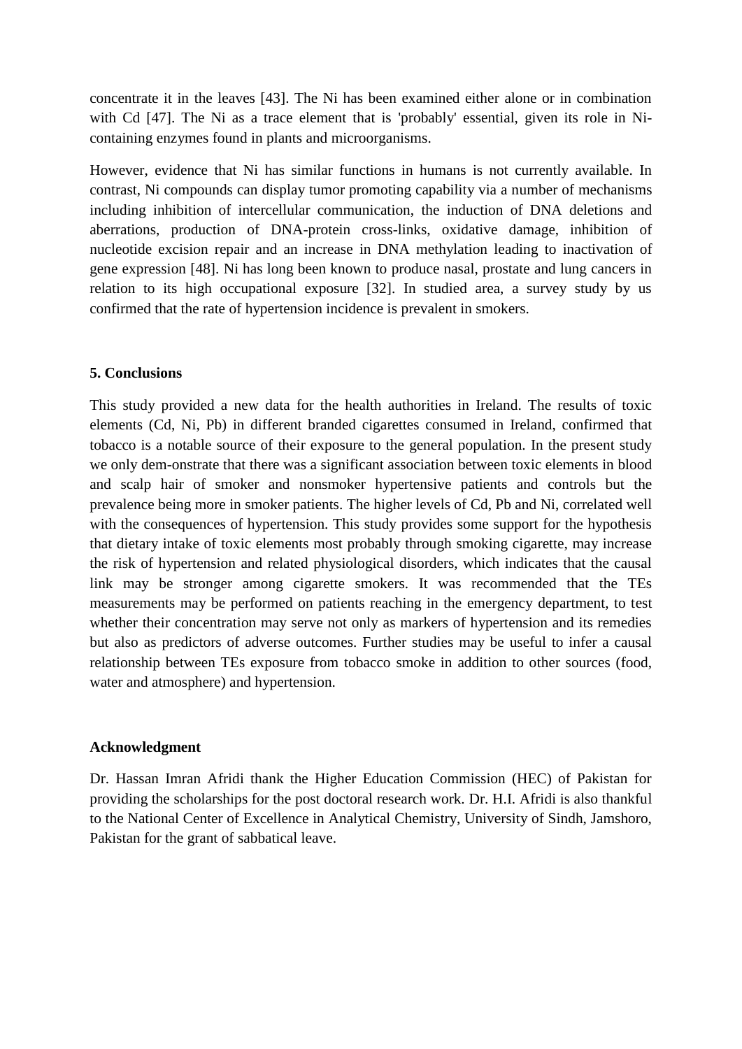concentrate it in the leaves [43]. The Ni has been examined either alone or in combination with Cd [47]. The Ni as a trace element that is 'probably' essential, given its role in Ni-containing enzymes found in plants and microorganisms.

However, evidence that Ni has similar functions in humans is not currently available. In contrast, Ni compounds can display tumor promoting capability via a number of mechanisms including inhibition of intercellular communication, the induction of DNA deletions and aberrations, production of DNA-protein cross-links, oxidative damage, inhibition of nucleotide excision repair and an increase in DNA methylation leading to inactivation of gene expression [48]. Ni has long been known to produce nasal, prostate and lung cancers in relation to its high occupational exposure [32]. In studied area, a survey study by us confirmed that the rate of hypertension incidence is prevalent in smokers.

## 5. Conclusions

This study provided a new data for the health authorities in Ireland. The results of toxic elements (Cd, Ni, Pb) in different branded cigarettes consumed in Ireland, confirmed that tobacco is a notable source of their exposure to the general population. In the present study we only dem-onstrate that there was a significant association between toxic elements in blood and scalp hair of smoker and nonsmoker hypertensive patients and controls but the prevalence being more in smoker patients. The higher levels of Cd, Pb and Ni, correlated well with the consequences of hypertension. This study provides some support for the hypothesis that dietary intake of toxic elements most probably through smoking cigarette, may increase the risk of hypertension and related physiological disorders, which indicates that the causal link may be stronger among cigarette smokers. It was recommended that the TEs measurements may be performed on patients reaching in the emergency department, to test whether their concentration may serve not only as markers of hypertension and its remedies but also as predictors of adverse outcomes. Further studies may be useful to infer a causal relationship between TEs exposure from tobacco smoke in addition to other sources (food, water and atmosphere) and hypertension.

## Acknowledgment

Dr. Hassan Imran Afridi thank the Higher Education Commission (HEC) of Pakistan for providing the scholarships for the post doctoral research work. Dr. H.I. Afridi is also thankful to the National Center of Excellence in Analytical Chemistry, University of Sindh, Jamshoro, Pakistan for the grant of sabbatical leave.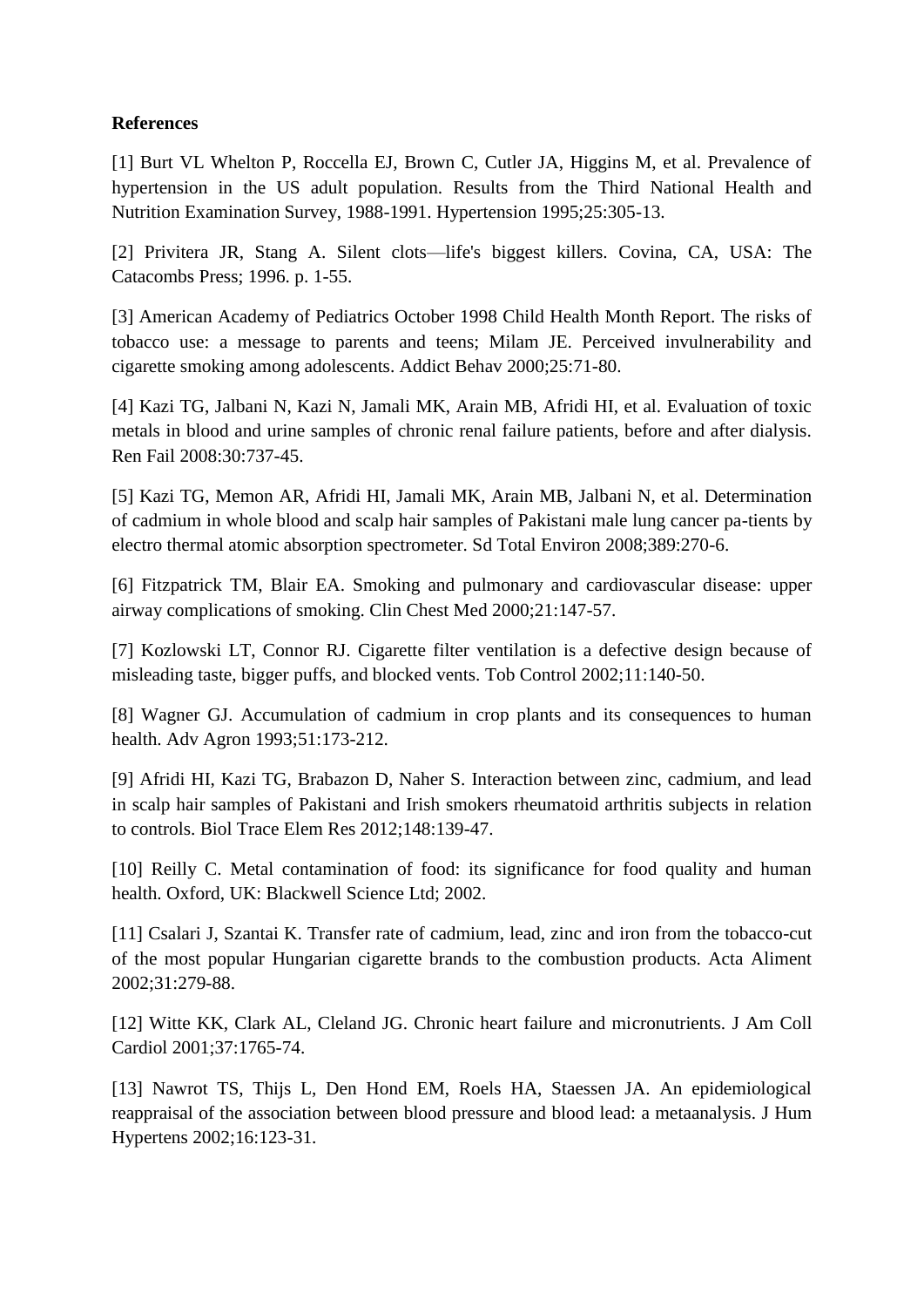**References**

[1] Burt VL Whelton P, Roccella EJ, Brown C, Cutler JA, Higgins M, et al. Prevalence of hypertension in the US adult population. Results from the Third National Health and Nutrition Examination Survey, 1988-1991. Hypertension 1995;25:305-13.

[2] Privitera JR, Stang A. Silent clots—life's biggest killers. Covina, CA, USA: The Catacombs Press; 1996. p. 1-55.

[3] American Academy of Pediatrics October 1998 Child Health Month Report. The risks of tobacco use: a message to parents and teens; Milam JE. Perceived invulnerability and cigarette smoking among adolescents. Addict Behav 2000;25:71-80.

[4] Kazi TG, Jalbani N, Kazi N, Jamali MK, Arain MB, Afridi HI, et al. Evaluation of toxic metals in blood and urine samples of chronic renal failure patients, before and after dialysis. Ren Fail 2008:30:737-45.

[5] Kazi TG, Memon AR, Afridi HI, Jamali MK, Arain MB, Jalbani N, et al. Determination of cadmium in whole blood and scalp hair samples of Pakistani male lung cancer pa-tients by electro thermal atomic absorption spectrometer. Sd Total Environ 2008;389:270-6.

[6] Fitzpatrick TM, Blair EA. Smoking and pulmonary and cardiovascular disease: upper airway complications of smoking. Clin Chest Med 2000;21:147-57.

[7] Kozlowski LT, Connor RJ. Cigarette filter ventilation is a defective design because of misleading taste, bigger puffs, and blocked vents. Tob Control 2002;11:140-50.

[8] Wagner GJ. Accumulation of cadmium in crop plants and its consequences to human health. Adv Agron 1993;51:173-212.

[9] Afridi HI, Kazi TG, Brabazon D, Naher S. Interaction between zinc, cadmium, and lead in scalp hair samples of Pakistani and Irish smokers rheumatoid arthritis subjects in relation to controls. Biol Trace Elem Res 2012;148:139-47.

[10] Reilly C. Metal contamination of food: its significance for food quality and human health. Oxford, UK: Blackwell Science Ltd; 2002.

[11] Csalari J, Szantai K. Transfer rate of cadmium, lead, zinc and iron from the tobacco-cut of the most popular Hungarian cigarette brands to the combustion products. Acta Aliment 2002;31:279-88.

[12] Witte KK, Clark AL, Cleland JG. Chronic heart failure and micronutrients. J Am Coll Cardiol 2001;37:1765-74.

[13] Nawrot TS, Thijs L, Den Hond EM, Roels HA, Staessen JA. An epidemiological reappraisal of the association between blood pressure and blood lead: a metaanalysis. J Hum Hypertens 2002;16:123-31.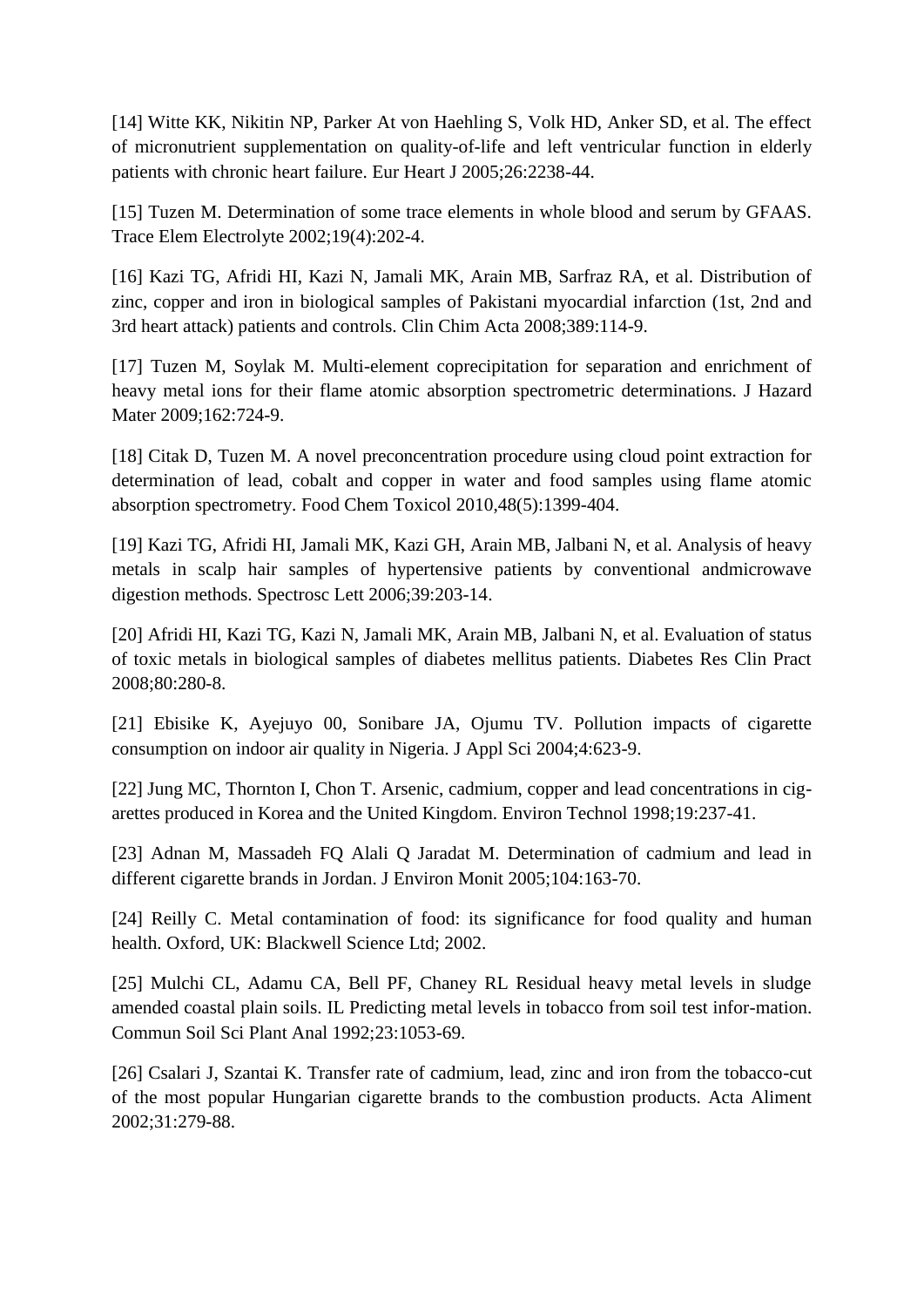[14] Witte KK, Nikitin NP, Parker At von Haehling S, Volk HD, Anker SD, et al. The effect of micronutrient supplementation on quality-of-life and left ventricular function in elderly patients with chronic heart failure. Eur Heart J 2005;26:2238-44.

[15] Tuzen M. Determination of some trace elements in whole blood and serum by GFAAS. Trace Elem Electrolyte 2002;19(4):202-4.

[16] Kazi TG, Afridi HI, Kazi N, Jamali MK, Arain MB, Sarfraz RA, et al. Distribution of zinc, copper and iron in biological samples of Pakistani myocardial infarction (1st, 2nd and 3rd heart attack) patients and controls. Clin Chim Acta 2008;389:114-9.

[17] Tuzen M, Soylak M. Multi-element coprecipitation for separation and enrichment of heavy metal ions for their flame atomic absorption spectrometric determinations. J Hazard Mater 2009;162:724-9.

[18] Citak D, Tuzen M. A novel preconcentration procedure using cloud point extraction for determination of lead, cobalt and copper in water and food samples using flame atomic absorption spectrometry. Food Chem Toxicol 2010,48(5):1399-404.

[19] Kazi TG, Afridi HI, Jamali MK, Kazi GH, Arain MB, Jalbani N, et al. Analysis of heavy metals in scalp hair samples of hypertensive patients by conventional andmicrowave digestion methods. Spectrosc Lett 2006;39:203-14.

[20] Afridi HI, Kazi TG, Kazi N, Jamali MK, Arain MB, Jalbani N, et al. Evaluation of status of toxic metals in biological samples of diabetes mellitus patients. Diabetes Res Clin Pract 2008;80:280-8.

[21] Ebisike K, Ayejuyo 00, Sonibare JA, Ojumu TV. Pollution impacts of cigarette consumption on indoor air quality in Nigeria. J Appl Sci 2004;4:623-9.

[22] Jung MC, Thornton I, Chon T. Arsenic, cadmium, copper and lead concentrations in cig-arettes produced in Korea and the United Kingdom. Environ Technol 1998;19:237-41.

[23] Adnan M, Massadeh FQ Alali Q Jaradat M. Determination of cadmium and lead in different cigarette brands in Jordan. J Environ Monit 2005;104:163-70.

[24] Reilly C. Metal contamination of food: its significance for food quality and human health. Oxford, UK: Blackwell Science Ltd; 2002.

[25] Mulchi CL, Adamu CA, Bell PF, Chaney RL Residual heavy metal levels in sludge amended coastal plain soils. IL Predicting metal levels in tobacco from soil test infor-mation. Commun Soil Sci Plant Anal 1992;23:1053-69.

[26] Csalari J, Szantai K. Transfer rate of cadmium, lead, zinc and iron from the tobacco-cut of the most popular Hungarian cigarette brands to the combustion products. Acta Aliment 2002;31:279-88.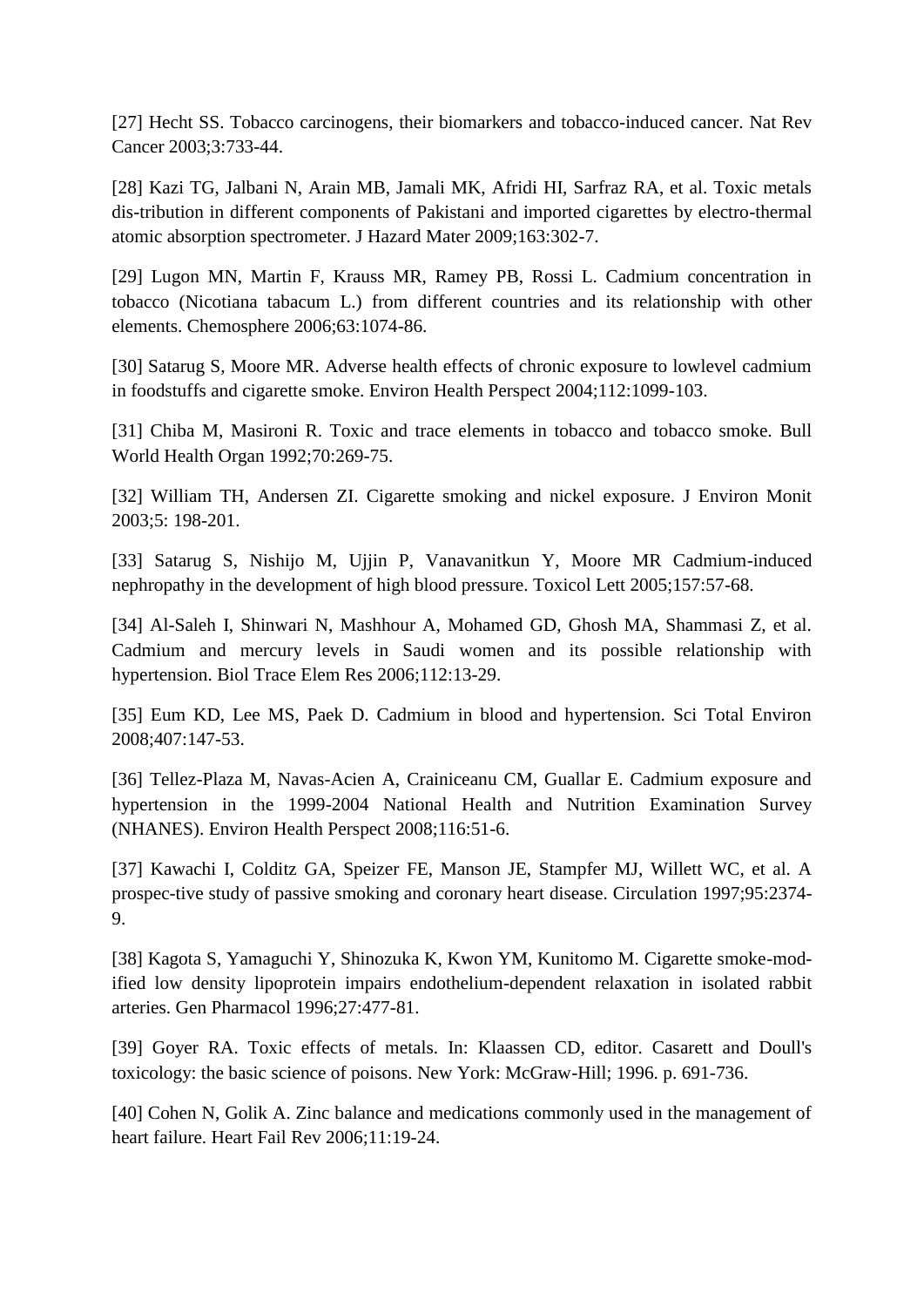[27] Hecht SS. Tobacco carcinogens, their biomarkers and tobacco-induced cancer. Nat Rev Cancer 2003;3:733-44.

[28] Kazi TG, Jalbani N, Arain MB, Jamali MK, Afridi HI, Sarfraz RA, et al. Toxic metals dis-tribution in different components of Pakistani and imported cigarettes by electro-thermal atomic absorption spectrometer. J Hazard Mater 2009;163:302-7.

[29] Lugon MN, Martin F, Krauss MR, Ramey PB, Rossi L. Cadmium concentration in tobacco (Nicotiana tabacum L.) from different countries and its relationship with other elements. Chemosphere 2006;63:1074-86.

[30] Satarug S, Moore MR. Adverse health effects of chronic exposure to lowlevel cadmium in foodstuffs and cigarette smoke. Environ Health Perspect 2004;112:1099-103.

[31] Chiba M, Masironi R. Toxic and trace elements in tobacco and tobacco smoke. Bull World Health Organ 1992;70:269-75.

[32] William TH, Andersen ZI. Cigarette smoking and nickel exposure. J Environ Monit 2003;5: 198-201.

[33] Satarug S, Nishijo M, Ujjin P, Vanavanitkun Y, Moore MR Cadmium-induced nephropathy in the development of high blood pressure. Toxicol Lett 2005;157:57-68.

[34] Al-Saleh I, Shinwari N, Mashhour A, Mohamed GD, Ghosh MA, Shammasi Z, et al. Cadmium and mercury levels in Saudi women and its possible relationship with hypertension. Biol Trace Elem Res 2006;112:13-29.

[35] Eum KD, Lee MS, Paek D. Cadmium in blood and hypertension. Sci Total Environ 2008;407:147-53.

[36] Tellez-Plaza M, Navas-Acien A, Crainiceanu CM, Guallar E. Cadmium exposure and hypertension in the 1999-2004 National Health and Nutrition Examination Survey (NHANES). Environ Health Perspect 2008;116:51-6.

[37] Kawachi I, Colditz GA, Speizer FE, Manson JE, Stampfer MJ, Willett WC, et al. A prospec-tive study of passive smoking and coronary heart disease. Circulation 1997;95:2374-9.

[38] Kagota S, Yamaguchi Y, Shinozuka K, Kwon YM, Kunitomo M. Cigarette smoke-mod-ified low density lipoprotein impairs endothelium-dependent relaxation in isolated rabbit arteries. Gen Pharmacol 1996;27:477-81.

[39] Goyer RA. Toxic effects of metals. In: Klaassen CD, editor. Casarett and Doull's toxicology: the basic science of poisons. New York: McGraw-Hill; 1996. p. 691-736.

[40] Cohen N, Golik A. Zinc balance and medications commonly used in the management of heart failure. Heart Fail Rev 2006;11:19-24.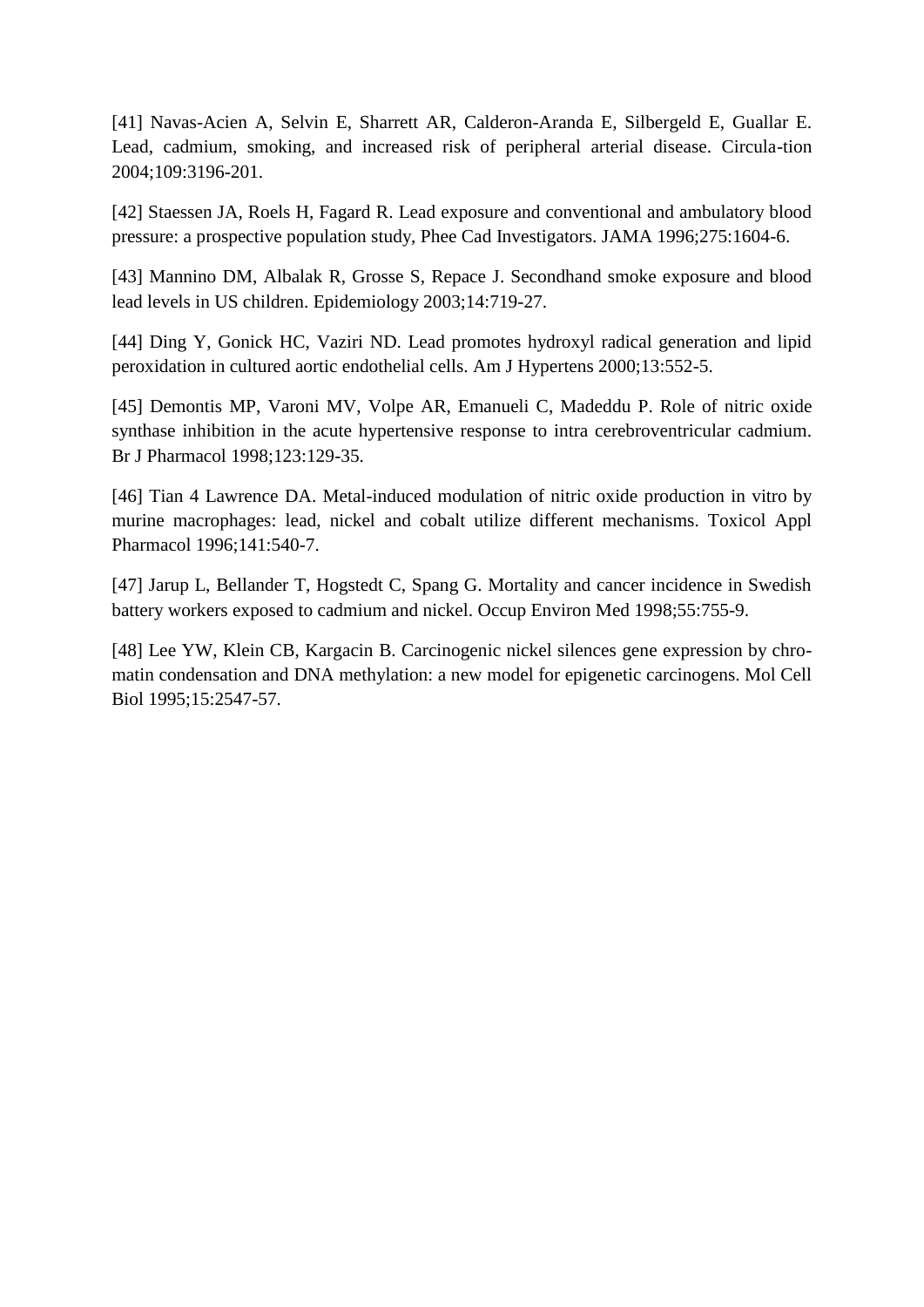[41] Navas-Acien A, Selvin E, Sharrett AR, Calderon-Aranda E, Silbergeld E, Guallar E. Lead, cadmium, smoking, and increased risk of peripheral arterial disease. Circula-tion 2004;109:3196-201.

[42] Staessen JA, Roels H, Fagard R. Lead exposure and conventional and ambulatory blood pressure: a prospective population study, Phee Cad Investigators. JAMA 1996;275:1604-6.

[43] Mannino DM, Albalak R, Grosse S, Repace J. Secondhand smoke exposure and blood lead levels in US children. Epidemiology 2003;14:719-27.

[44] Ding Y, Gonick HC, Vaziri ND. Lead promotes hydroxyl radical generation and lipid peroxidation in cultured aortic endothelial cells. Am J Hypertens 2000;13:552-5.

[45] Demontis MP, Varoni MV, Volpe AR, Emanueli C, Madeddu P. Role of nitric oxide synthase inhibition in the acute hypertensive response to intra cerebroventricular cadmium. Br J Pharmacol 1998;123:129-35.

[46] Tian 4 Lawrence DA. Metal-induced modulation of nitric oxide production in vitro by murine macrophages: lead, nickel and cobalt utilize different mechanisms. Toxicol Appl Pharmacol 1996;141:540-7.

[47] Jarup L, Bellander T, Hogstedt C, Spang G. Mortality and cancer incidence in Swedish battery workers exposed to cadmium and nickel. Occup Environ Med 1998;55:755-9.

[48] Lee YW, Klein CB, Kargacin B. Carcinogenic nickel silences gene expression by chro-matin condensation and DNA methylation: a new model for epigenetic carcinogens. Mol Cell Biol 1995;15:2547-57.